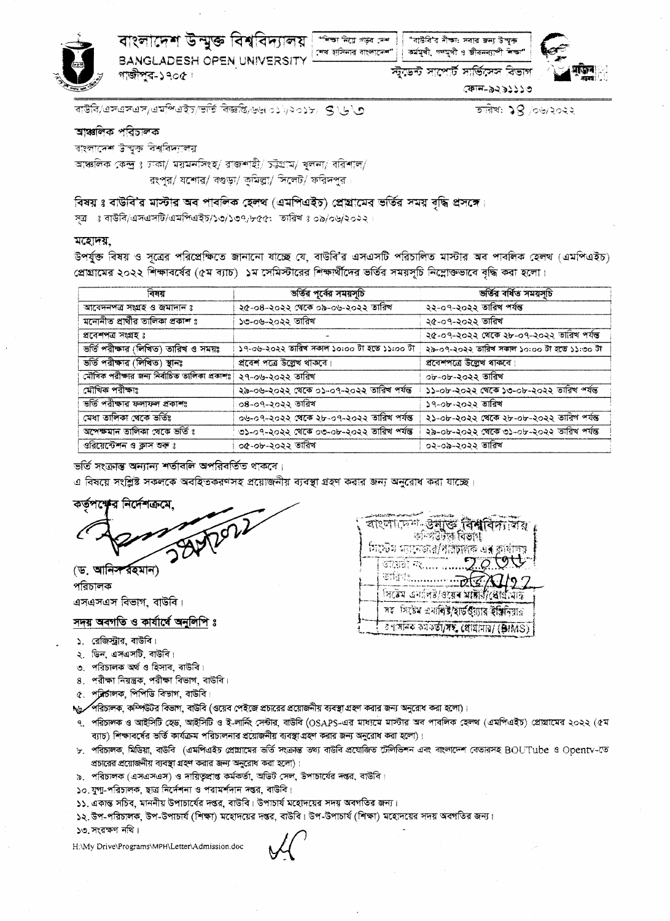# বাংলাদেশ উন্মুক্ত বিশ্ববিদ্যালয়

BANGLADESH OPEN UNIVERSITY

গাজীপুর-১৭০৫।

"শিক্ষা নিয়ে গড়ব দেশ শেখ হাসিনার বাংলাদেশ"

"বাউবি'র দীক্ষা: সবার জন্য উন্মুক্ত কর্মমুখী, গণমুখী ও জীবনব্যাপী শিক্ষা"

স্টুডেন্ট সাপোর্ট সার্ভিসেস বিভাগ

ফোন-৯২৯১১১৩

বাউবি/এসএসএস/এমপিএইচ/ভর্তি বিজ্ঞপ্তি/৬৬/০১/২০১৮/ ৪৬৩

তারিখ: ১৪/০৬/২০২২

**আঞ্চলিক পরিচালক**

বাংলাদেশ উন্মুক্ত বিশ্ববিদ্যালয়

আঞ্চলিক কেন্দ্র ঃ ঢাকা/ ময়মনসিংহ/ রাজশাহী/ চট্টগ্রাম/ খুলনা/ বরিশাল/ রংপুর/ যশোর/ বগুড়া/ কুমিল্লা/ সিলেট/ ফরিদপুর।

**বিষয় ঃ বাউবি'র মাস্টার অব পাবলিক হেলথ (এমপিএইচ) প্রোগ্রামের ভর্তির সময় বৃদ্ধি প্রসঙ্গে।**

সূত্র ঃ বাউবি/এসএসটি/এমপিএইচ/১৩/১৩৭/৮৫৫; তারিখ ঃ ০৯/০৬/২০২২।

মহোদয়,

উপর্যুক্ত বিষয় ও সূত্রের পরিপ্রেক্ষিতে জানানো যাচ্ছে যে, বাউবি'র এসএসটি পরিচালিত মাস্টার অব পাবলিক হেলথ (এমপিএইচ) প্রোগ্রামের ২০২২ শিক্ষাবর্ষের (৫ম ব্যাচ) ১ম সেমিস্টারের শিক্ষার্থীদের ভর্তির সময়সূচি নিম্নোক্তভাবে বৃদ্ধি করা হলো।

| বিষয় | ভর্তির পূর্বের সময়সূচি | ভর্তির বর্ধিত সময়সূচি |
| --- | --- | --- |
| আবেদনপত্র সংগ্রহ ও জমাদান ঃ | ২৫-০৪-২০২২ থেকে ০৯-০৬-২০২২ তারিখ | ২২-০৭-২০২২ তারিখ পর্যন্ত |
| মনোনীত প্রার্থীর তালিকা প্রকাশ ঃ | ১৩-০৬-২০২২ তারিখ | ২৫-০৭-২০২২ তারিখ |
| প্রবেশপত্র সংগ্রহ ঃ | - | ২৫-০৭-২০২২ থেকে ২৮-০৭-২০২২ তারিখ পর্যন্ত |
| ভর্তি পরীক্ষার (লিখিত) তারিখ ও সময়ঃ | ১৭-০৬-২০২২ তারিখ সকাল ১০:০০ টা হতে ১১:০০ টা | ২৯-০৭-২০২২ তারিখ সকাল ১০:০০ টা হতে ১১:৩০ টা |
| ভর্তি পরীক্ষার (লিখিত) স্থানঃ | প্রবেশ পত্রে উল্লেখ থাকবে। | প্রবেশপত্রে উল্লেখ থাকবে। |
| মৌখিক পরীক্ষার জন্য নির্বাচিত তালিকা প্রকাশঃ | ২৭-০৬-২০২২ তারিখ | ০৮-০৮-২০২২ তারিখ |
| মৌখিক পরীক্ষাঃ | ২৯-০৬-২০২২ থেকে ০১-০৭-২০২২ তারিখ পর্যন্ত | ১১-০৮-২০২২ থেকে ১৩-০৮-২০২২ তারিখ পর্যন্ত |
| ভর্তি পরীক্ষার ফলাফল প্রকাশঃ | ০৪-০৭-২০২২ তারিখ | ১৭-০৮-২০২২ তারিখ |
| মেধা তালিকা থেকে ভর্তিঃ | ০৬-০৭-২০২২ থেকে ২৮-০৭-২০২২ তারিখ পর্যন্ত | ২১-০৮-২০২২ থেকে ২৮-০৮-২০২২ তারিখ পর্যন্ত |
| অপেক্ষমান তালিকা থেকে ভর্তি ঃ | ৩১-০৭-২০২২ থেকে ০৩-০৮-২০২২ তারিখ পর্যন্ত | ২৯-০৮-২০২২ থেকে ৩১-০৮-২০২২ তারিখ পর্যন্ত |
| ওরিয়েন্টেশন ও ক্লাস শুরু ঃ | ০৫-০৮-২০২২ তারিখ | ০২-০৯-২০২২ তারিখ |

ভর্তি সংক্রান্ত অন্যান্য শর্তাবলি অপরিবর্তিত থাকবে।

এ বিষয়ে সংশ্লিষ্ট সকলকে অবহিতকরণসহ প্রয়োজনীয় ব্যবস্থা গ্রহণ করার জন্য অনুরোধ করা যাচ্ছে।

কর্তৃপক্ষের নির্দেশক্রমে,

১৪/০৬/২০২২

(ড. আনিসুর রহমান)

পরিচালক

এসএসএস বিভাগ, বাউবি।

বাংলাদেশ উন্মুক্ত বিশ্ববিদ্যালয়
কম্পিউটার বিভাগ
সিস্টেম ম্যানেজার/পরিচালক এর কার্যালয়
ডায়েরী নং ২০৩৩
তারিখ ১৫/০৬/২২
সিস্টেম এনালিস্ট/ওয়েব মাস্টার/প্রোগ্রামার
সহ সিস্টেম এনালিস্ট/হার্ডওয়্যার ইঞ্জিনিয়ার
প্রশাসনিক কর্মকর্তা/সহ. প্রোগ্রামার/(BIMS)

**সদয় অবগতি ও কার্যার্থে অনুলিপি ঃ**

১. রেজিস্ট্রার, বাউবি।
২. ডিন, এসএসটি, বাউবি।
৩. পরিচালক অর্থ ও হিসাব, বাউবি।
৪. পরীক্ষা নিয়ন্ত্রক, পরীক্ষা বিভাগ, বাউবি।
৫. পরিচালক, পিপিডি বিভাগ, বাউবি।
৬. পরিচালক, কম্পিউটার বিভাগ, বাউবি (ওয়েব পেইজে প্রচারের প্রয়োজনীয় ব্যবস্থা গ্রহণ করার জন্য অনুরোধ করা হলো)।
৭. পরিচালক ও আইসিটি হেড, আইসিটি ও ই-লার্নিং সেন্টার, বাউবি (OSAPS-এর মাধ্যমে মাস্টার অব পাবলিক হেলথ (এমপিএইচ) প্রোগ্রামের ২০২২ (৫ম ব্যাচ) শিক্ষাবর্ষের ভর্তি কার্যক্রম পরিচালনার প্রয়োজনীয় ব্যবস্থা গ্রহণ করার জন্য অনুরোধ করা হলো)।
৮. পরিচালক, মিডিয়া, বাউবি (এমপিএইচ প্রোগ্রামের ভর্তি সংক্রান্ত তথ্য বাউবি প্রযোজিত টেলিভিশন এবং বাংলাদেশ বেতারসহ BOUTube ও Opentv-তে প্রচারের প্রয়োজনীয় ব্যবস্থা গ্রহণ করার জন্য অনুরোধ করা হলো)।
৯. পরিচালক (এসএসএস) ও দায়িত্বপ্রাপ্ত কর্মকর্তা, অডিট সেল, উপাচার্যের দপ্তর, বাউবি।
১০. যুগ্ম-পরিচালক, ছাত্র নির্দেশনা ও পরামর্শদান দপ্তর, বাউবি।
১১. একান্ত সচিব, মাননীয় উপাচার্যের দপ্তর, বাউবি। উপাচার্য মহোদয়ের সদয় অবগতির জন্য।
১২. উপ-পরিচালক, উপ-উপাচার্য (শিক্ষা) মহোদয়ের দপ্তর, বাউবি। উপ-উপাচার্য (শিক্ষা) মহোদয়ের সদয় অবগতির জন্য।
১৩. সংরক্ষণ নথি।

H:\My Drive\Programs\MPH\Letter\Admission.doc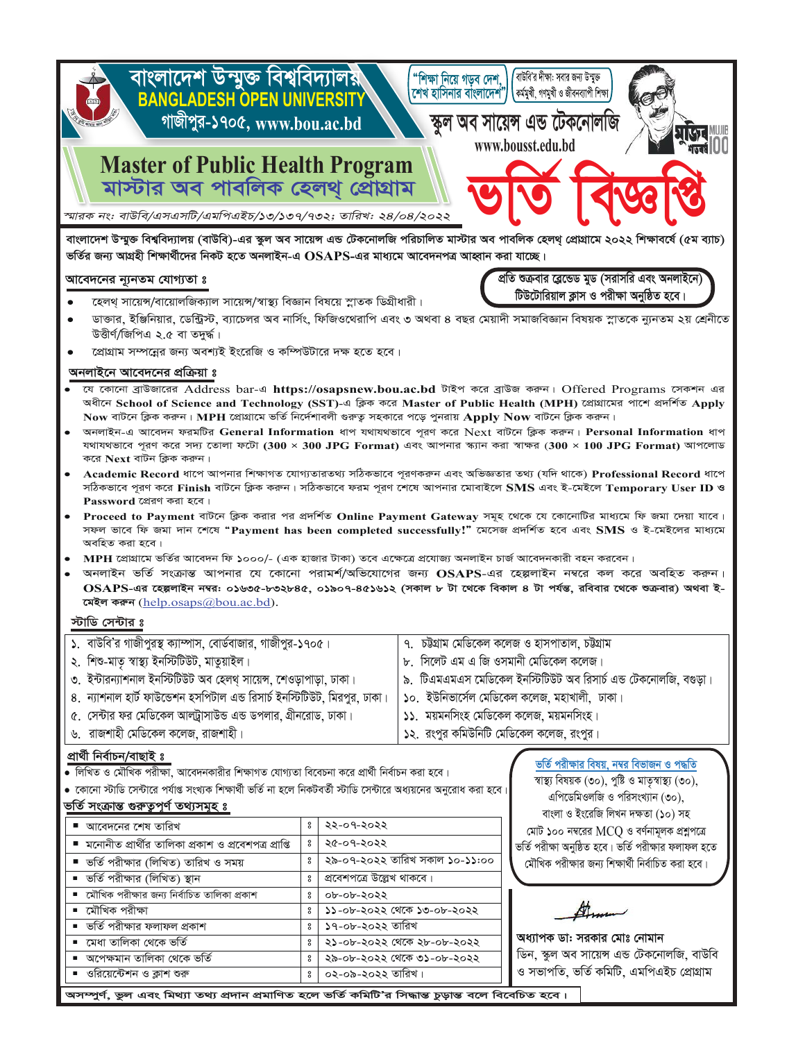# বাংলাদেশ উন্মুক্ত বিশ্ববিদ্যালয়
## BANGLADESH OPEN UNIVERSITY
গাজীপুর-১৭০৫, www.bou.ac.bd

"শিক্ষা নিয়ে গড়ব দেশ, শেখ হাসিনার বাংলাদেশ"

বাউবি'র দীক্ষা: সবার জন্য উন্মুক্ত কর্মমুখী, গণমুখী ও জীবনব্যাপী শিক্ষা

## স্কুল অব সায়েন্স এন্ড টেকনোলজি
www.bousst.edu.bd

# Master of Public Health Program
# মাস্টার অব পাবলিক হেলথ্ প্রোগ্রাম

# ভর্তি বিজ্ঞপ্তি

*স্মারক নং: বাউবি/এসএসটি/এমপিএইচ/১৩/১৩৭/৭৩২; তারিখ: ২৪/০৪/২০২২*

**বাংলাদেশ উন্মুক্ত বিশ্ববিদ্যালয় (বাউবি)-এর স্কুল অব সায়েন্স এন্ড টেকনোলজি পরিচালিত মাস্টার অব পাবলিক হেলথ্ প্রোগ্রামে ২০২২ শিক্ষাবর্ষে (৫ম ব্যাচ) ভর্তির জন্য আগ্রহী শিক্ষার্থীদের নিকট হতে অনলাইন-এ OSAPS-এর মাধ্যমে আবেদনপত্র আহ্বান করা যাচ্ছে।**

**প্রতি শুক্রবার ব্লেন্ডেড মুড (সরাসরি এবং অনলাইনে) টিউটোরিয়াল ক্লাস ও পরীক্ষা অনুষ্ঠিত হবে।**

### আবেদনের ন্যূনতম যোগ্যতা ঃ

- হেলথ সায়েন্স/বায়োলজিক্যাল সায়েন্স/স্বাস্থ্য বিজ্ঞান বিষয়ে স্নাতক ডিগ্রীধারী।
- ডাক্তার, ইঞ্জিনিয়ার, ডেন্টিস্ট, ব্যাচেলর অব নার্সিং, ফিজিওথেরাপি এবং ৩ অথবা ৪ বছর মেয়াদী সমাজবিজ্ঞান বিষয়ক স্নাতকে ন্যূনতম ২য় শ্রেনীতে উত্তীর্ণ/জিপিএ ২.৫ বা তদূর্দ্ধ।
- প্রোগ্রাম সম্পন্নের জন্য অবশ্যই ইংরেজি ও কম্পিউটারে দক্ষ হতে হবে।

### অনলাইনে আবেদনের প্রক্রিয়া ঃ

- যে কোনো ব্রাউজারের Address bar-এ **https://osapsnew.bou.ac.bd** টাইপ করে ব্রাউজ করুন। Offered Programs সেকশন এর অধীনে **School of Science and Technology (SST)**-এ ক্লিক করে **Master of Public Health (MPH)** প্রোগ্রামের পাশে প্রদর্শিত **Apply Now** বাটনে ক্লিক করুন। **MPH** প্রোগ্রামে ভর্তি নির্দেশাবলী গুরুত্ব সহকারে পড়ে পুনরায় **Apply Now** বাটনে ক্লিক করুন।
- অনলাইন-এ আবেদন ফরমটির **General Information** ধাপ যথাযথভাবে পূরণ করে Next বাটনে ক্লিক করুন। **Personal Information** ধাপ যথাযথভাবে পূরণ করে সদ্য তোলা ফটো **(300 × 300 JPG Format)** এবং আপনার স্ক্যান করা স্বাক্ষর **(300 × 100 JPG Format)** আপলোড করে **Next** বাটন ক্লিক করুন।
- **Academic Record** ধাপে আপনার শিক্ষাগত যোগ্যতারতথ্য সঠিকভাবে পূরণকরুন এবং অভিজ্ঞতার তথ্য (যদি থাকে) **Professional Record** ধাপে সঠিকভাবে পূরণ করে **Finish** বাটনে ক্লিক করুন। সঠিকভাবে ফরম পূরণ শেষে আপনার মোবাইলে **SMS** এবং ই-মেইলে **Temporary User ID** ও **Password** প্রেরণ করা হবে।
- **Proceed to Payment** বাটনে ক্লিক করার পর প্রদর্শিত **Online Payment Gateway** সমূহ থেকে যে কোনোটির মাধ্যমে ফি জমা দেয়া যাবে। সফল ভাবে ফি জমা দান শেষে **"Payment has been completed successfully!"** মেসেজ প্রদর্শিত হবে এবং **SMS** ও ই-মেইলের মাধ্যমে অবহিত করা হবে।
- **MPH** প্রোগ্রামে ভর্তির আবেদন ফি ১০০০/- (এক হাজার টাকা) তবে এক্ষেত্রে প্রযোজ্য অনলাইন চার্জ আবেদনকারী বহন করবেন।
- অনলাইন ভর্তি সংক্রান্ত আপনার যে কোনো পরামর্শ/অভিযোগের জন্য **OSAPS**-এর হেল্পলাইন নম্বরে কল করে অবহিত করুন। **OSAPS-এর হেল্পলাইন নম্বর: ০১৬৩৫-৮৩২৮৪৫, ০১৯০৭-৪৫১৬১২ (সকাল ৮ টা থেকে বিকাল ৪ টা পর্যন্ত, রবিবার থেকে শুক্রবার) অথবা ই-মেইল করুন** (help.osaps@bou.ac.bd).

### স্টাডি সেন্টার ঃ

| | |
|---|---|
| ১. বাউবি'র গাজীপুরস্থ ক্যাম্পাস, বোর্ডবাজার, গাজীপুর-১৭০৫। | ৭. চট্টগ্রাম মেডিকেল কলেজ ও হাসপাতাল, চট্টগ্রাম |
| ২. শিশু-মাতৃ স্বাস্থ্য ইনস্টিটিউট, মাতুয়াইল। | ৮. সিলেট এম এ জি ওসমানী মেডিকেল কলেজ। |
| ৩. ইন্টারন্যাশনাল ইনস্টিটিউট অব হেলথ্ সায়েন্স, শেওড়াপাড়া, ঢাকা। | ৯. টিএমএমএস মেডিকেল ইনস্টিটিউট অব রিসার্চ এন্ড টেকনোলজি, বগুড়া। |
| ৪. ন্যাশনাল হার্ট ফাউন্ডেশন হসপিটাল এন্ড রিসার্চ ইনস্টিটিউট, মিরপুর, ঢাকা। | ১০. ইউনিভার্সেল মেডিকেল কলেজ, মহাখালী, ঢাকা। |
| ৫. সেন্টার ফর মেডিকেল আল্ট্রাসাউন্ড এন্ড ডপলার, গ্রীনরোড, ঢাকা। | ১১. ময়মনসিংহ মেডিকেল কলেজ, ময়মনসিংহ। |
| ৬. রাজশাহী মেডিকেল কলেজ, রাজশাহী। | ১২. রংপুর কমিউনিটি মেডিকেল কলেজ, রংপুর। |

### প্রার্থী নির্বাচন/বাছাই ঃ

- লিখিত ও মৌখিক পরীক্ষা, আবেদনকারীর শিক্ষাগত যোগ্যতা বিবেচনা করে প্রার্থী নির্বাচন করা হবে।
- কোনো স্টাডি সেন্টারে পর্যাপ্ত সংখ্যক শিক্ষার্থী ভর্তি না হলে নিকটবর্তী স্টাডি সেন্টারে অধ্যয়নের অনুরোধ করা হবে।

### ভর্তি সংক্রান্ত গুরুত্বপূর্ণ তথ্যসমূহ ঃ

| বিষয় | | তথ্য |
|---|---|---|
| আবেদনের শেষ তারিখ | ঃ | ২২-০৭-২০২২ |
| মনোনীত প্রার্থীর তালিকা প্রকাশ ও প্রবেশপত্র প্রাপ্তি | ঃ | ২৫-০৭-২০২২ |
| ভর্তি পরীক্ষার (লিখিত) তারিখ ও সময় | ঃ | ২৯-০৭-২০২২ তারিখ সকাল ১০-১১:০০ |
| ভর্তি পরীক্ষার (লিখিত) স্থান | ঃ | প্রবেশপত্রে উল্লেখ থাকবে। |
| মৌখিক পরীক্ষার জন্য নির্বাচিত তালিকা প্রকাশ | ঃ | ০৮-০৮-২০২২ |
| মৌখিক পরীক্ষা | ঃ | ১১-০৮-২০২২ থেকে ১৩-০৮-২০২২ |
| ভর্তি পরীক্ষার ফলাফল প্রকাশ | ঃ | ১৭-০৮-২০২২ তারিখ |
| মেধা তালিকা থেকে ভর্তি | ঃ | ২১-০৮-২০২২ থেকে ২৮-০৮-২০২২ |
| অপেক্ষমান তালিকা থেকে ভর্তি | ঃ | ২৯-০৮-২০২২ থেকে ৩১-০৮-২০২২ |
| ওরিয়েন্টেশন ও ক্লাশ শুরু | ঃ | ০২-০৯-২০২২ তারিখ। |

### ভর্তি পরীক্ষার বিষয়, নম্বর বিভাজন ও পদ্ধতি

স্বাস্থ্য বিষয়ক (৩০), পুষ্টি ও মাতৃস্বাস্থ্য (৩০), এপিডেমিওলজি ও পরিসংখ্যান (৩০), বাংলা ও ইংরেজি লিখন দক্ষতা (১০) সহ মোট ১০০ নম্বরের MCQ ও বর্ণনামূলক প্রশ্নপত্রে ভর্তি পরীক্ষা অনুষ্ঠিত হবে। ভর্তি পরীক্ষার ফলাফল হতে মৌখিক পরীক্ষার জন্য শিক্ষার্থী নির্বাচিত করা হবে।

**অধ্যাপক ডা: সরকার মোঃ নোমান**
ডিন, স্কুল অব সায়েন্স এন্ড টেকনোলজি, বাউবি
ও সভাপতি, ভর্তি কমিটি, এমপিএইচ প্রোগ্রাম

**অসম্পূর্ণ, ভুল এবং মিথ্যা তথ্য প্রদান প্রমাণিত হলে ভর্তি কমিটি'র সিদ্ধান্ত চূড়ান্ত বলে বিবেচিত হবে।**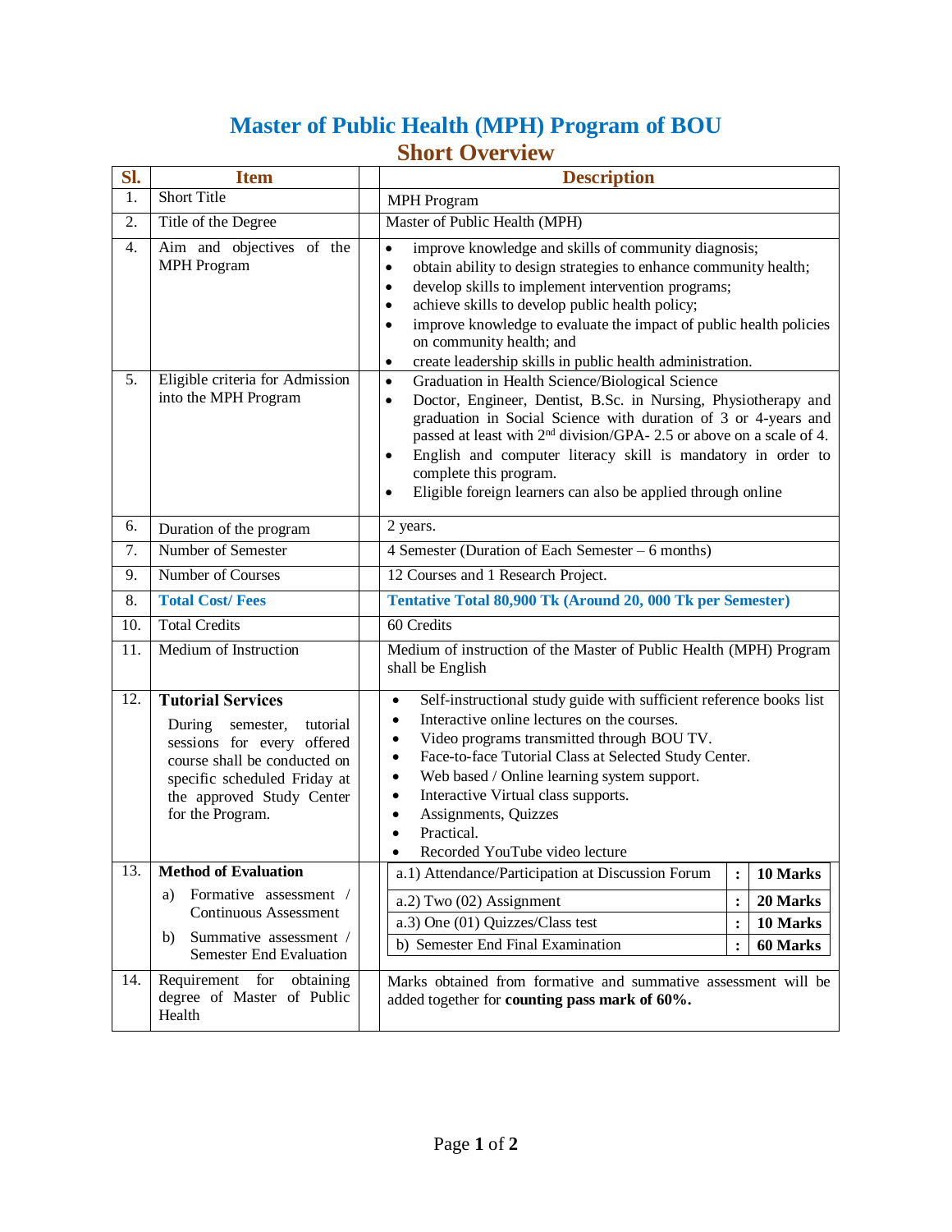# Master of Public Health (MPH) Program of BOU

## Short Overview

| Sl. | Item | Description |
|---|---|---|
| 1. | Short Title | MPH Program |
| 2. | Title of the Degree | Master of Public Health (MPH) |
| 4. | Aim and objectives of the MPH Program | • improve knowledge and skills of community diagnosis;<br>• obtain ability to design strategies to enhance community health;<br>• develop skills to implement intervention programs;<br>• achieve skills to develop public health policy;<br>• improve knowledge to evaluate the impact of public health policies on community health; and<br>• create leadership skills in public health administration. |
| 5. | Eligible criteria for Admission into the MPH Program | • Graduation in Health Science/Biological Science<br>• Doctor, Engineer, Dentist, B.Sc. in Nursing, Physiotherapy and graduation in Social Science with duration of 3 or 4-years and passed at least with 2nd division/GPA- 2.5 or above on a scale of 4.<br>• English and computer literacy skill is mandatory in order to complete this program.<br>• Eligible foreign learners can also be applied through online |
| 6. | Duration of the program | 2 years. |
| 7. | Number of Semester | 4 Semester (Duration of Each Semester – 6 months) |
| 9. | Number of Courses | 12 Courses and 1 Research Project. |
| 8. | **Total Cost/ Fees** | **Tentative Total 80,900 Tk (Around 20, 000 Tk per Semester)** |
| 10. | Total Credits | 60 Credits |
| 11. | Medium of Instruction | Medium of instruction of the Master of Public Health (MPH) Program shall be English |
| 12. | **Tutorial Services**<br>During semester, tutorial sessions for every offered course shall be conducted on specific scheduled Friday at the approved Study Center for the Program. | • Self-instructional study guide with sufficient reference books list<br>• Interactive online lectures on the courses.<br>• Video programs transmitted through BOU TV.<br>• Face-to-face Tutorial Class at Selected Study Center.<br>• Web based / Online learning system support.<br>• Interactive Virtual class supports.<br>• Assignments, Quizzes<br>• Practical.<br>• Recorded YouTube video lecture |
| 13. | **Method of Evaluation**<br>a) Formative assessment / Continuous Assessment<br>b) Summative assessment / Semester End Evaluation | a.1) Attendance/Participation at Discussion Forum : **10 Marks**<br>a.2) Two (02) Assignment : **20 Marks**<br>a.3) One (01) Quizzes/Class test : **10 Marks**<br>b) Semester End Final Examination : **60 Marks** |
| 14. | Requirement for obtaining degree of Master of Public Health | Marks obtained from formative and summative assessment will be added together for **counting pass mark of 60%.** |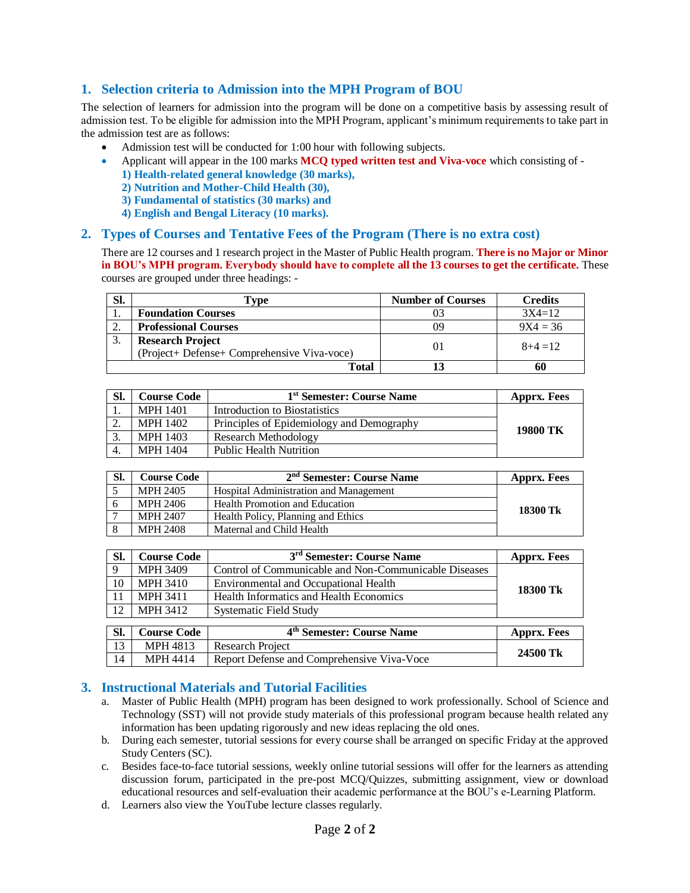## 1. Selection criteria to Admission into the MPH Program of BOU

The selection of learners for admission into the program will be done on a competitive basis by assessing result of admission test. To be eligible for admission into the MPH Program, applicant's minimum requirements to take part in the admission test are as follows:

- Admission test will be conducted for 1:00 hour with following subjects.
- Applicant will appear in the 100 marks **MCQ typed written test and Viva-voce** which consisting of -
  **1) Health-related general knowledge (30 marks),**
  **2) Nutrition and Mother-Child Health (30),**
  **3) Fundamental of statistics (30 marks) and**
  **4) English and Bengal Literacy (10 marks).**

## 2. Types of Courses and Tentative Fees of the Program (There is no extra cost)

There are 12 courses and 1 research project in the Master of Public Health program. **There is no Major or Minor in BOU's MPH program. Everybody should have to complete all the 13 courses to get the certificate.** These courses are grouped under three headings: -

| Sl. | Type | Number of Courses | Credits |
|---|---|---|---|
| 1. | **Foundation Courses** | 03 | 3X4=12 |
| 2. | **Professional Courses** | 09 | 9X4 = 36 |
| 3. | **Research Project** (Project+ Defense+ Comprehensive Viva-voce) | 01 | 8+4 =12 |
| | **Total** | **13** | **60** |

| Sl. | Course Code | 1st Semester: Course Name | Apprx. Fees |
|---|---|---|---|
| 1. | MPH 1401 | Introduction to Biostatistics | **19800 TK** |
| 2. | MPH 1402 | Principles of Epidemiology and Demography | |
| 3. | MPH 1403 | Research Methodology | |
| 4. | MPH 1404 | Public Health Nutrition | |

| Sl. | Course Code | 2nd Semester: Course Name | Apprx. Fees |
|---|---|---|---|
| 5 | MPH 2405 | Hospital Administration and Management | **18300 Tk** |
| 6 | MPH 2406 | Health Promotion and Education | |
| 7 | MPH 2407 | Health Policy, Planning and Ethics | |
| 8 | MPH 2408 | Maternal and Child Health | |

| Sl. | Course Code | 3rd Semester: Course Name | Apprx. Fees |
|---|---|---|---|
| 9 | MPH 3409 | Control of Communicable and Non-Communicable Diseases | **18300 Tk** |
| 10 | MPH 3410 | Environmental and Occupational Health | |
| 11 | MPH 3411 | Health Informatics and Health Economics | |
| 12 | MPH 3412 | Systematic Field Study | |

| Sl. | Course Code | 4th Semester: Course Name | Apprx. Fees |
|---|---|---|---|
| 13 | MPH 4813 | Research Project | **24500 Tk** |
| 14 | MPH 4414 | Report Defense and Comprehensive Viva-Voce | |

## 3. Instructional Materials and Tutorial Facilities

a. Master of Public Health (MPH) program has been designed to work professionally. School of Science and Technology (SST) will not provide study materials of this professional program because health related any information has been updating rigorously and new ideas replacing the old ones.

b. During each semester, tutorial sessions for every course shall be arranged on specific Friday at the approved Study Centers (SC).

c. Besides face-to-face tutorial sessions, weekly online tutorial sessions will offer for the learners as attending discussion forum, participated in the pre-post MCQ/Quizzes, submitting assignment, view or download educational resources and self-evaluation their academic performance at the BOU's e-Learning Platform.

d. Learners also view the YouTube lecture classes regularly.